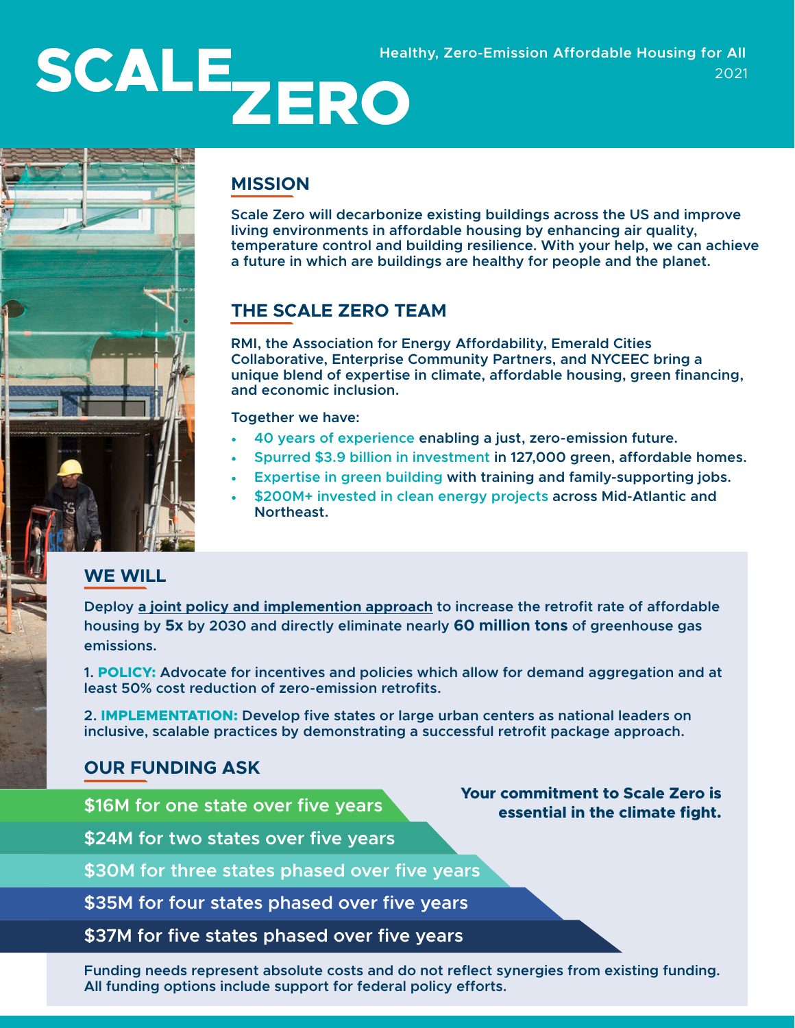# SCALE ZERO

Healthy, Zero-Emission Affordable Housing for All
2021

## MISSION

Scale Zero will decarbonize existing buildings across the US and improve living environments in affordable housing by enhancing air quality, temperature control and building resilience. With your help, we can achieve a future in which are buildings are healthy for people and the planet.

## THE SCALE ZERO TEAM

RMI, the Association for Energy Affordability, Emerald Cities Collaborative, Enterprise Community Partners, and NYCEEC bring a unique blend of expertise in climate, affordable housing, green financing, and economic inclusion.

Together we have:

- 40 years of experience enabling a just, zero-emission future.
- Spurred $3.9 billion in investment in 127,000 green, affordable homes.
- Expertise in green building with training and family-supporting jobs.
- $200M+ invested in clean energy projects across Mid-Atlantic and Northeast.

## WE WILL

Deploy a joint policy and implemention approach to increase the retrofit rate of affordable housing by **5x** by 2030 and directly eliminate nearly **60 million tons** of greenhouse gas emissions.

1. **POLICY:** Advocate for incentives and policies which allow for demand aggregation and at least 50% cost reduction of zero-emission retrofits.

2. **IMPLEMENTATION:** Develop five states or large urban centers as national leaders on inclusive, scalable practices by demonstrating a successful retrofit package approach.

## OUR FUNDING ASK

**Your commitment to Scale Zero is essential in the climate fight.**

- $16M for one state over five years
- $24M for two states over five years
- $30M for three states phased over five years
- $35M for four states phased over five years
- $37M for five states phased over five years

Funding needs represent absolute costs and do not reflect synergies from existing funding. All funding options include support for federal policy efforts.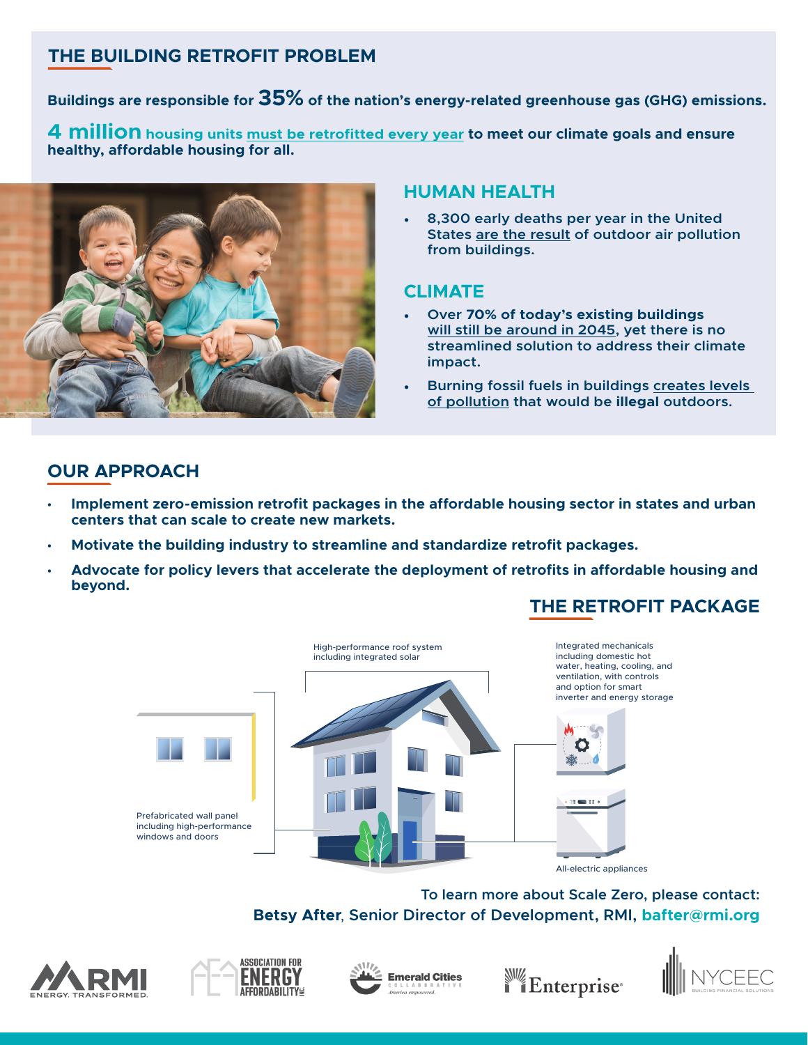## THE BUILDING RETROFIT PROBLEM

**Buildings are responsible for 35% of the nation's energy-related greenhouse gas (GHG) emissions.**

**4 million housing units must be retrofitted every year to meet our climate goals and ensure healthy, affordable housing for all.**

### HUMAN HEALTH

- 8,300 early deaths per year in the United States are the result of outdoor air pollution from buildings.

### CLIMATE

- Over **70%** of today's existing buildings will still be around in 2045, yet there is no streamlined solution to address their climate impact.
- Burning fossil fuels in buildings creates levels of pollution that would be **illegal** outdoors.

## OUR APPROACH

- **Implement zero-emission retrofit packages in the affordable housing sector in states and urban centers that can scale to create new markets.**
- **Motivate the building industry to streamline and standardize retrofit packages.**
- **Advocate for policy levers that accelerate the deployment of retrofits in affordable housing and beyond.**

## THE RETROFIT PACKAGE

High-performance roof system including integrated solar

Integrated mechanicals including domestic hot water, heating, cooling, and ventilation, with controls and option for smart inverter and energy storage

Prefabricated wall panel including high-performance windows and doors

All-electric appliances

To learn more about Scale Zero, please contact:
**Betsy After**, Senior Director of Development, RMI, bafter@rmi.org

RMI ENERGY. TRANSFORMED. | Association for Energy Affordability Inc. | Emerald Cities Collaborative America empowered. | Enterprise | NYCEEC Building Financial Solutions